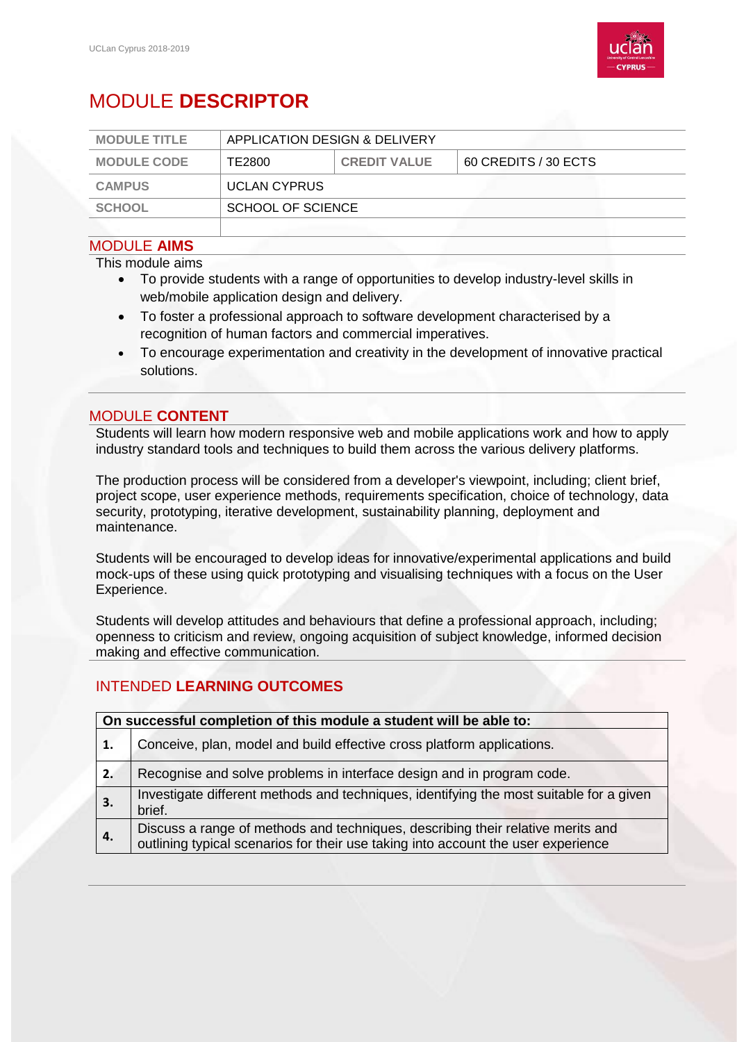# MODULE **DESCRIPTOR**

| MODULE TITLE | APPLICATION DESIGN & DELIVERY | | |
|---|---|---|---|
| MODULE CODE | TE2800 | CREDIT VALUE | 60 CREDITS / 30 ECTS |
| CAMPUS | UCLAN CYPRUS | | |
| SCHOOL | SCHOOL OF SCIENCE | | |

## MODULE **AIMS**

This module aims

- To provide students with a range of opportunities to develop industry-level skills in web/mobile application design and delivery.
- To foster a professional approach to software development characterised by a recognition of human factors and commercial imperatives.
- To encourage experimentation and creativity in the development of innovative practical solutions.

## MODULE **CONTENT**

Students will learn how modern responsive web and mobile applications work and how to apply industry standard tools and techniques to build them across the various delivery platforms.

The production process will be considered from a developer's viewpoint, including; client brief, project scope, user experience methods, requirements specification, choice of technology, data security, prototyping, iterative development, sustainability planning, deployment and maintenance.

Students will be encouraged to develop ideas for innovative/experimental applications and build mock-ups of these using quick prototyping and visualising techniques with a focus on the User Experience.

Students will develop attitudes and behaviours that define a professional approach, including; openness to criticism and review, ongoing acquisition of subject knowledge, informed decision making and effective communication.

## INTENDED **LEARNING OUTCOMES**

| On successful completion of this module a student will be able to: | |
|---|---|
| **1.** | Conceive, plan, model and build effective cross platform applications. |
| **2.** | Recognise and solve problems in interface design and in program code. |
| **3.** | Investigate different methods and techniques, identifying the most suitable for a given brief. |
| **4.** | Discuss a range of methods and techniques, describing their relative merits and outlining typical scenarios for their use taking into account the user experience |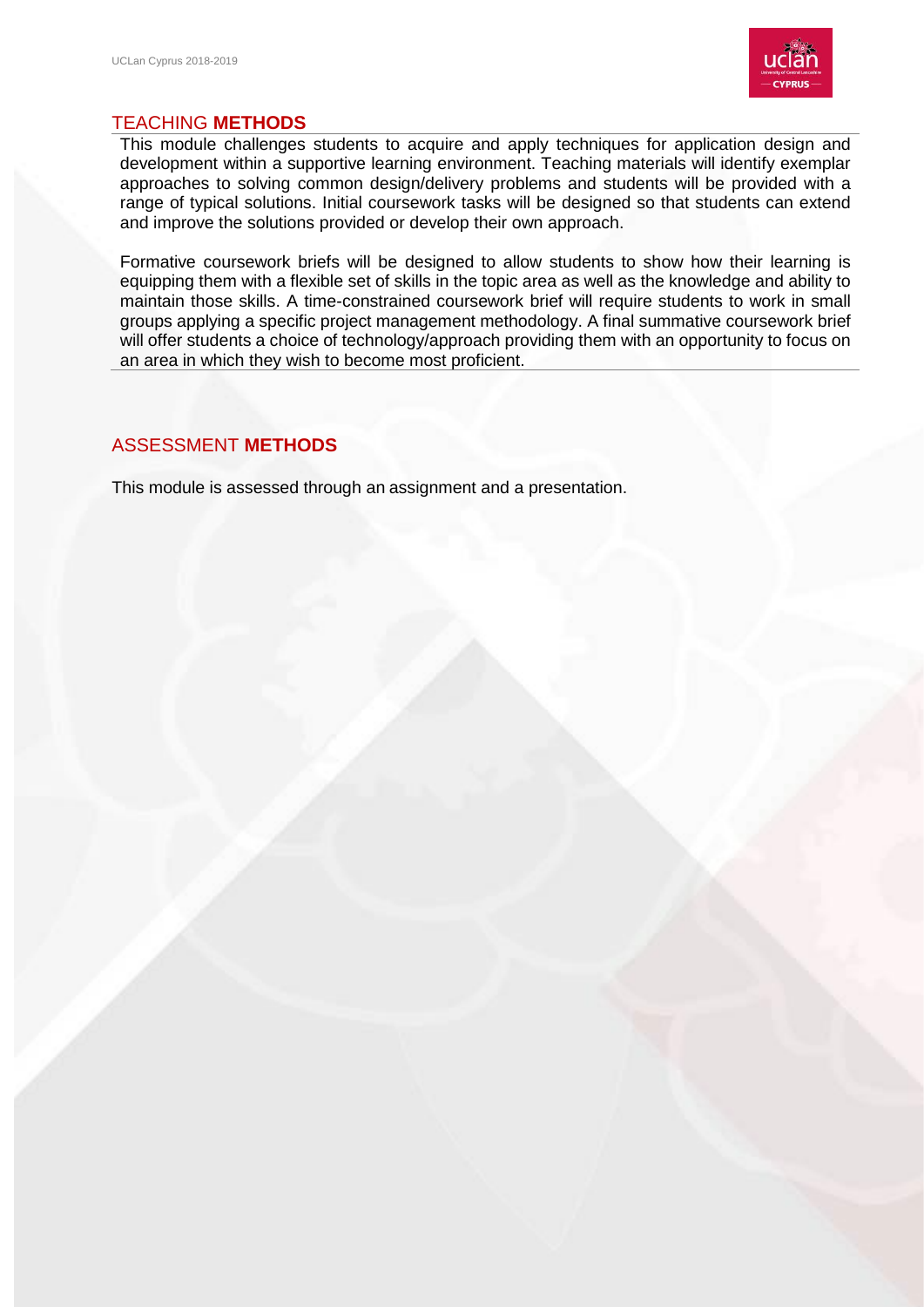## TEACHING **METHODS**

This module challenges students to acquire and apply techniques for application design and development within a supportive learning environment. Teaching materials will identify exemplar approaches to solving common design/delivery problems and students will be provided with a range of typical solutions. Initial coursework tasks will be designed so that students can extend and improve the solutions provided or develop their own approach.

Formative coursework briefs will be designed to allow students to show how their learning is equipping them with a flexible set of skills in the topic area as well as the knowledge and ability to maintain those skills. A time-constrained coursework brief will require students to work in small groups applying a specific project management methodology. A final summative coursework brief will offer students a choice of technology/approach providing them with an opportunity to focus on an area in which they wish to become most proficient.

## ASSESSMENT **METHODS**

This module is assessed through an assignment and a presentation.